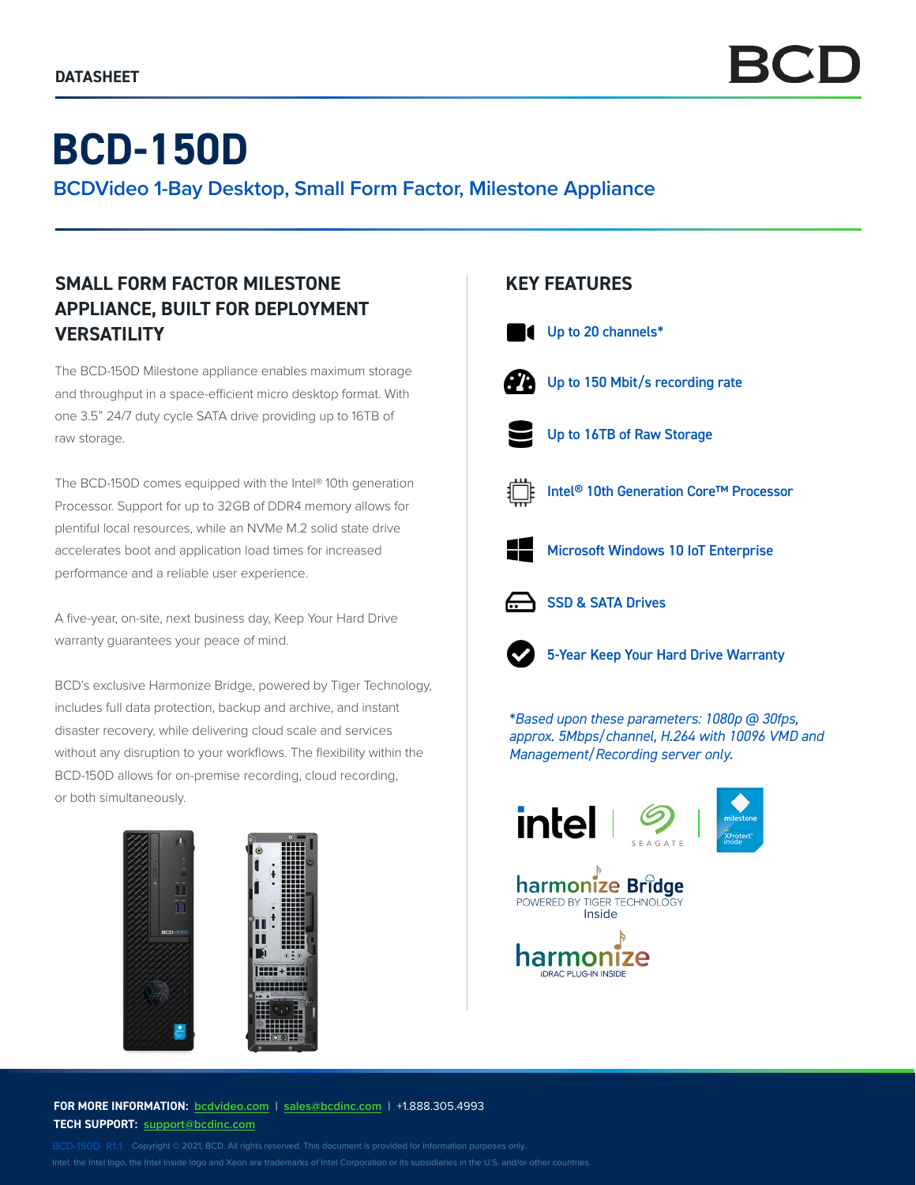DATASHEET

# BCD-150D

## BCDVideo 1-Bay Desktop, Small Form Factor, Milestone Appliance

### SMALL FORM FACTOR MILESTONE APPLIANCE, BUILT FOR DEPLOYMENT VERSATILITY

The BCD-150D Milestone appliance enables maximum storage and throughput in a space-efficient micro desktop format. With one 3.5" 24/7 duty cycle SATA drive providing up to 16TB of raw storage.

The BCD-150D comes equipped with the Intel® 10th generation Processor. Support for up to 32GB of DDR4 memory allows for plentiful local resources, while an NVMe M.2 solid state drive accelerates boot and application load times for increased performance and a reliable user experience.

A five-year, on-site, next business day, Keep Your Hard Drive warranty guarantees your peace of mind.

BCD's exclusive Harmonize Bridge, powered by Tiger Technology, includes full data protection, backup and archive, and instant disaster recovery, while delivering cloud scale and services without any disruption to your workflows. The flexibility within the BCD-150D allows for on-premise recording, cloud recording, or both simultaneously.

### KEY FEATURES

- Up to 20 channels*
- Up to 150 Mbit/s recording rate
- Up to 16TB of Raw Storage
- Intel® 10th Generation Core™ Processor
- Microsoft Windows 10 IoT Enterprise
- SSD & SATA Drives
- 5-Year Keep Your Hard Drive Warranty

*\*Based upon these parameters: 1080p @ 30fps, approx. 5Mbps/channel, H.264 with 10096 VMD and Management/Recording server only.*

harmonize Bridge POWERED BY TIGER TECHNOLOGY Inside

harmonize iDRAC PLUG-IN INSIDE

**FOR MORE INFORMATION:** bcdvideo.com | sales@bcdinc.com | +1.888.305.4993
**TECH SUPPORT:** support@bcdinc.com

BCD-150D R1.1 Copyright © 2021, BCD. All rights reserved. This document is provided for information purposes only.
Intel, the Intel logo, the Intel Inside logo and Xeon are trademarks of Intel Corporation or its subsidiaries in the U.S. and/or other countries.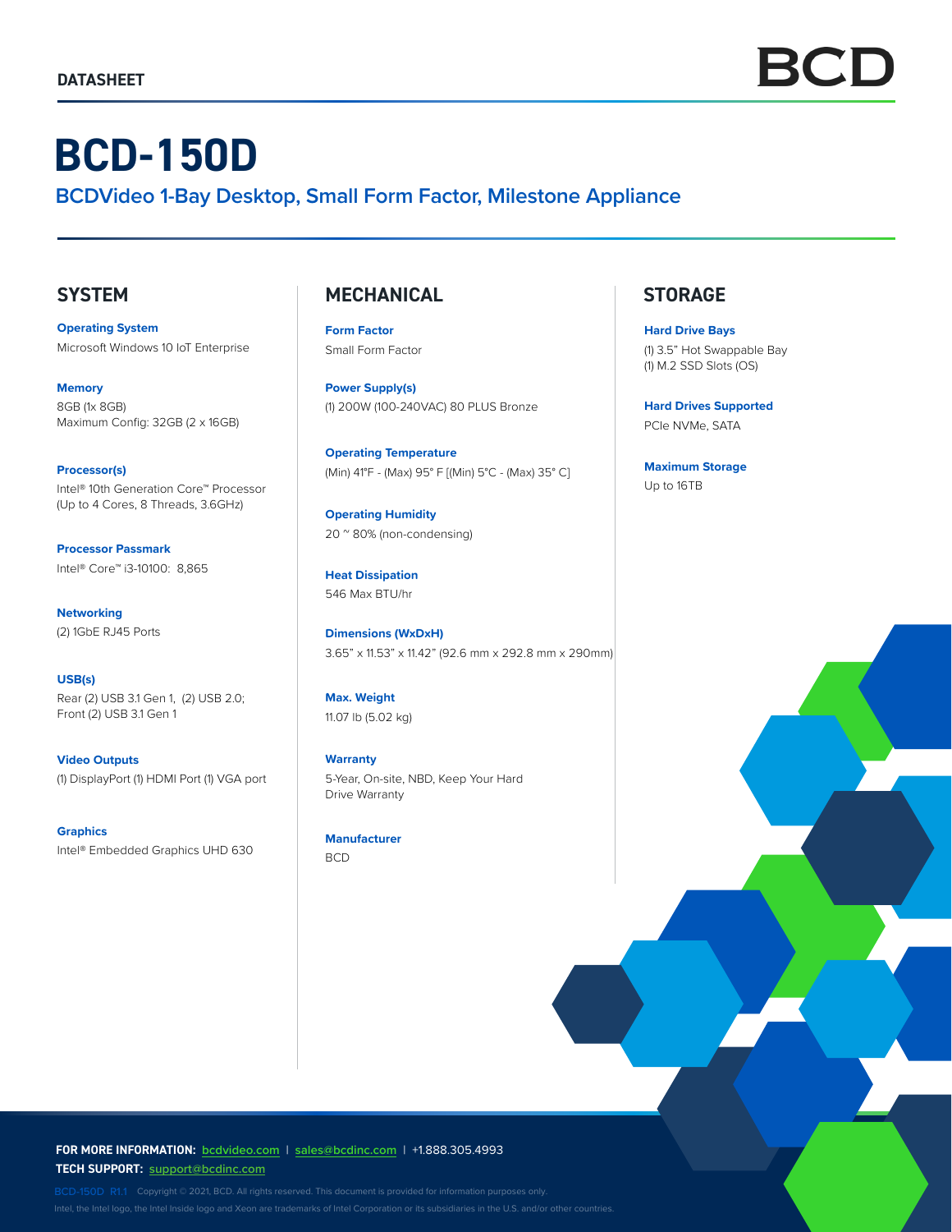DATASHEET

BCD

# BCD-150D

## BCDVideo 1-Bay Desktop, Small Form Factor, Milestone Appliance

## SYSTEM

**Operating System**
Microsoft Windows 10 IoT Enterprise

**Memory**
8GB (1x 8GB)
Maximum Config: 32GB (2 x 16GB)

**Processor(s)**
Intel® 10th Generation Core™ Processor
(Up to 4 Cores, 8 Threads, 3.6GHz)

**Processor Passmark**
Intel® Core™ i3-10100: 8,865

**Networking**
(2) 1GbE RJ45 Ports

**USB(s)**
Rear (2) USB 3.1 Gen 1, (2) USB 2.0;
Front (2) USB 3.1 Gen 1

**Video Outputs**
(1) DisplayPort (1) HDMI Port (1) VGA port

**Graphics**
Intel® Embedded Graphics UHD 630

## MECHANICAL

**Form Factor**
Small Form Factor

**Power Supply(s)**
(1) 200W (100-240VAC) 80 PLUS Bronze

**Operating Temperature**
(Min) 41°F - (Max) 95° F [(Min) 5°C - (Max) 35° C]

**Operating Humidity**
20 ~ 80% (non-condensing)

**Heat Dissipation**
546 Max BTU/hr

**Dimensions (WxDxH)**
3.65" x 11.53" x 11.42" (92.6 mm x 292.8 mm x 290mm)

**Max. Weight**
11.07 lb (5.02 kg)

**Warranty**
5-Year, On-site, NBD, Keep Your Hard Drive Warranty

**Manufacturer**
BCD

## STORAGE

**Hard Drive Bays**
(1) 3.5" Hot Swappable Bay
(1) M.2 SSD Slots (OS)

**Hard Drives Supported**
PCIe NVMe, SATA

**Maximum Storage**
Up to 16TB

**FOR MORE INFORMATION:** bcdvideo.com | sales@bcdinc.com | +1.888.305.4993
**TECH SUPPORT:** support@bcdinc.com

BCD-150D R1.1 Copyright © 2021, BCD. All rights reserved. This document is provided for information purposes only.
Intel, the Intel logo, the Intel Inside logo and Xeon are trademarks of Intel Corporation or its subsidiaries in the U.S. and/or other countries.